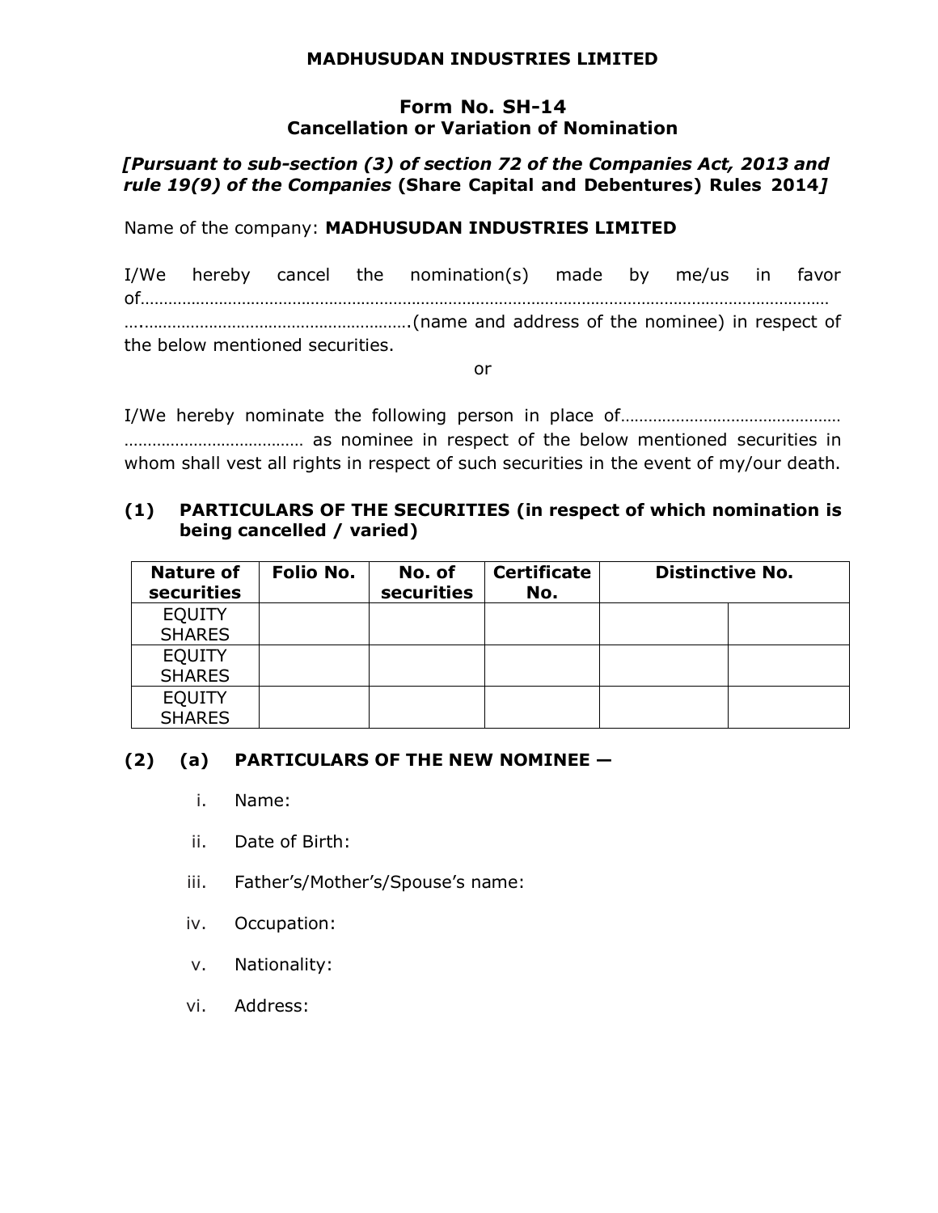# MADHUSUDAN INDUSTRIES LIMITED

## Form No. SH-14
## Cancellation or Variation of Nomination

***[Pursuant to sub-section (3) of section 72 of the Companies Act, 2013 and rule 19(9) of the Companies* (Share Capital and Debentures) Rules 2014*]***

Name of the company: **MADHUSUDAN INDUSTRIES LIMITED**

I/We hereby cancel the nomination(s) made by me/us in favor of……………………………………………………………………………………………………………………………… ….…………………………………………………(name and address of the nominee) in respect of the below mentioned securities.

or

I/We hereby nominate the following person in place of………………………………………… ………………………………… as nominee in respect of the below mentioned securities in whom shall vest all rights in respect of such securities in the event of my/our death.

### (1) PARTICULARS OF THE SECURITIES (in respect of which nomination is being cancelled / varied)

| Nature of securities | Folio No. | No. of securities | Certificate No. | Distinctive No. | |
|---|---|---|---|---|---|
| EQUITY SHARES | | | | | |
| EQUITY SHARES | | | | | |
| EQUITY SHARES | | | | | |

### (2) (a) PARTICULARS OF THE NEW NOMINEE —

i. Name:

ii. Date of Birth:

iii. Father's/Mother's/Spouse's name:

iv. Occupation:

v. Nationality:

vi. Address: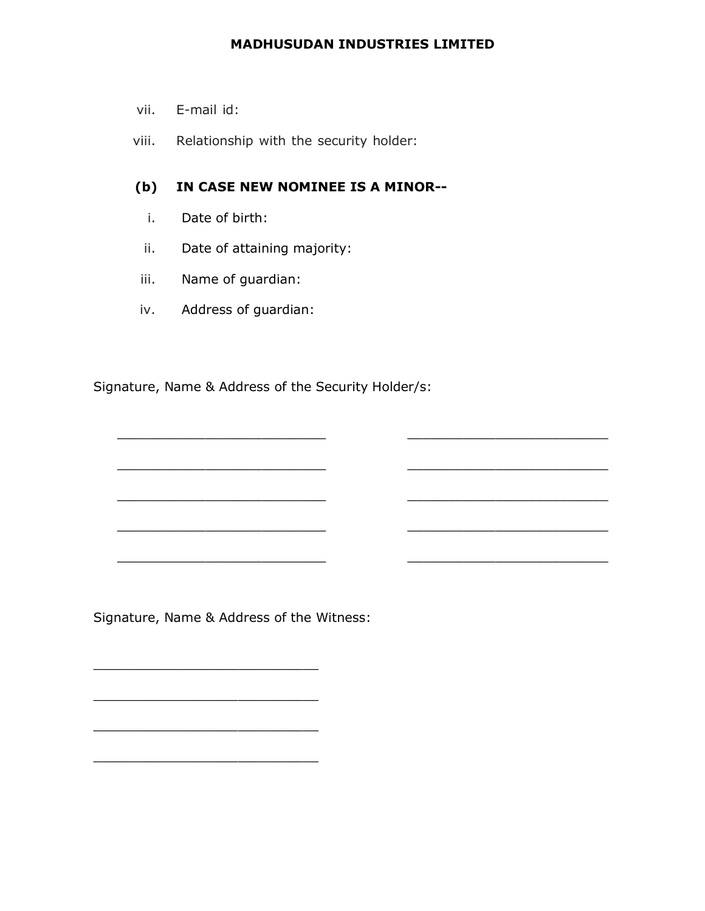vii. E-mail id:

viii. Relationship with the security holder:

**(b) IN CASE NEW NOMINEE IS A MINOR--**

i. Date of birth:

ii. Date of attaining majority:

iii. Name of guardian:

iv. Address of guardian:

Signature, Name & Address of the Security Holder/s:

| | |
|---|---|
| ___________________________ | ___________________________ |
| ___________________________ | ___________________________ |
| ___________________________ | ___________________________ |
| ___________________________ | ___________________________ |
| ___________________________ | ___________________________ |

Signature, Name & Address of the Witness:

_____________________________

_____________________________

_____________________________

_____________________________